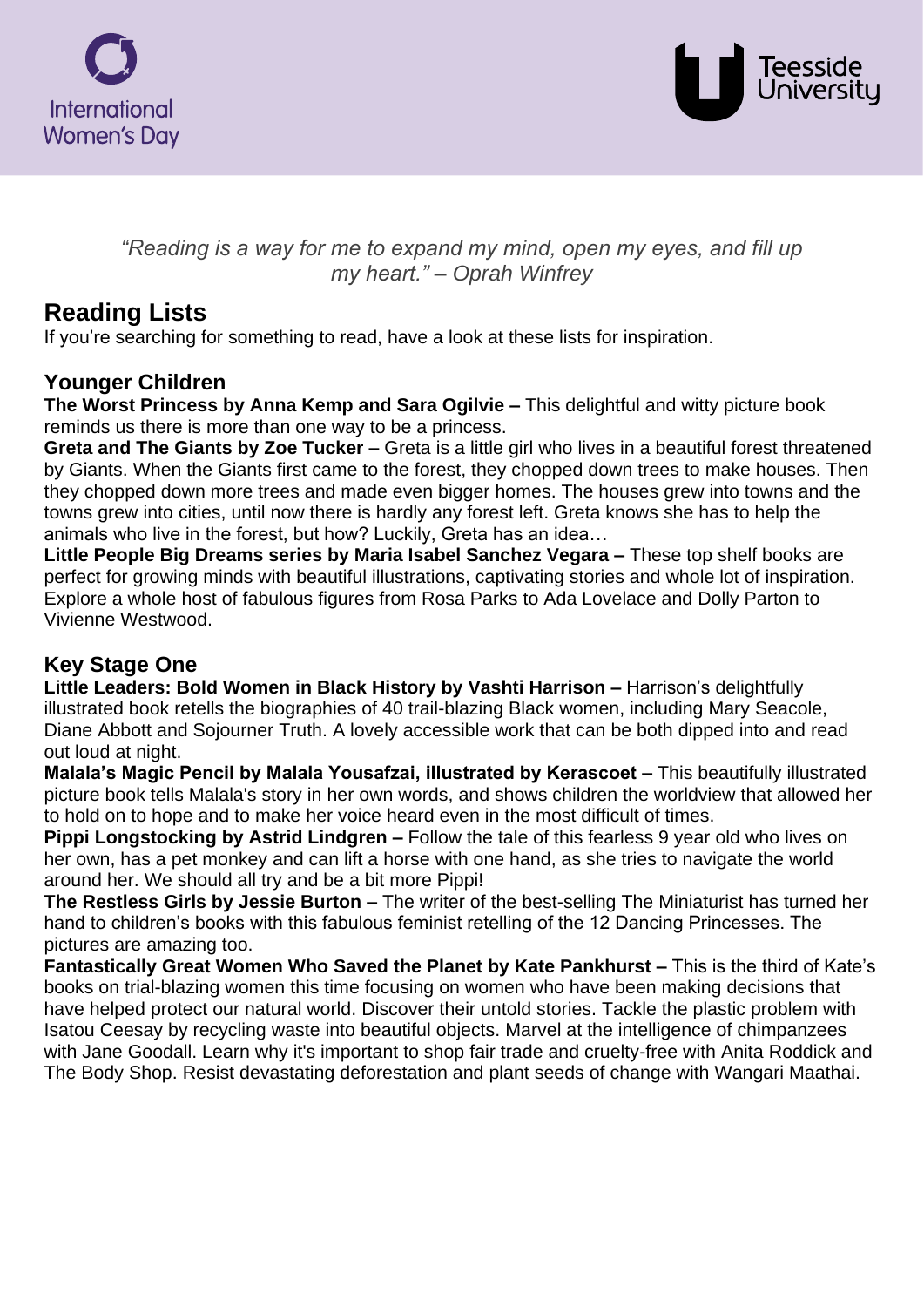*"Reading is a way for me to expand my mind, open my eyes, and fill up my heart." – Oprah Winfrey*

# Reading Lists

If you're searching for something to read, have a look at these lists for inspiration.

## Younger Children

**The Worst Princess by Anna Kemp and Sara Ogilvie –** This delightful and witty picture book reminds us there is more than one way to be a princess.

**Greta and The Giants by Zoe Tucker –** Greta is a little girl who lives in a beautiful forest threatened by Giants. When the Giants first came to the forest, they chopped down trees to make houses. Then they chopped down more trees and made even bigger homes. The houses grew into towns and the towns grew into cities, until now there is hardly any forest left. Greta knows she has to help the animals who live in the forest, but how? Luckily, Greta has an idea…

**Little People Big Dreams series by Maria Isabel Sanchez Vegara –** These top shelf books are perfect for growing minds with beautiful illustrations, captivating stories and whole lot of inspiration. Explore a whole host of fabulous figures from Rosa Parks to Ada Lovelace and Dolly Parton to Vivienne Westwood.

## Key Stage One

**Little Leaders: Bold Women in Black History by Vashti Harrison –** Harrison's delightfully illustrated book retells the biographies of 40 trail-blazing Black women, including Mary Seacole, Diane Abbott and Sojourner Truth. A lovely accessible work that can be both dipped into and read out loud at night.

**Malala's Magic Pencil by Malala Yousafzai, illustrated by Kerascoet –** This beautifully illustrated picture book tells Malala's story in her own words, and shows children the worldview that allowed her to hold on to hope and to make her voice heard even in the most difficult of times.

**Pippi Longstocking by Astrid Lindgren –** Follow the tale of this fearless 9 year old who lives on her own, has a pet monkey and can lift a horse with one hand, as she tries to navigate the world around her. We should all try and be a bit more Pippi!

**The Restless Girls by Jessie Burton –** The writer of the best-selling The Miniaturist has turned her hand to children's books with this fabulous feminist retelling of the 12 Dancing Princesses. The pictures are amazing too.

**Fantastically Great Women Who Saved the Planet by Kate Pankhurst –** This is the third of Kate's books on trial-blazing women this time focusing on women who have been making decisions that have helped protect our natural world. Discover their untold stories. Tackle the plastic problem with Isatou Ceesay by recycling waste into beautiful objects. Marvel at the intelligence of chimpanzees with Jane Goodall. Learn why it's important to shop fair trade and cruelty-free with Anita Roddick and The Body Shop. Resist devastating deforestation and plant seeds of change with Wangari Maathai.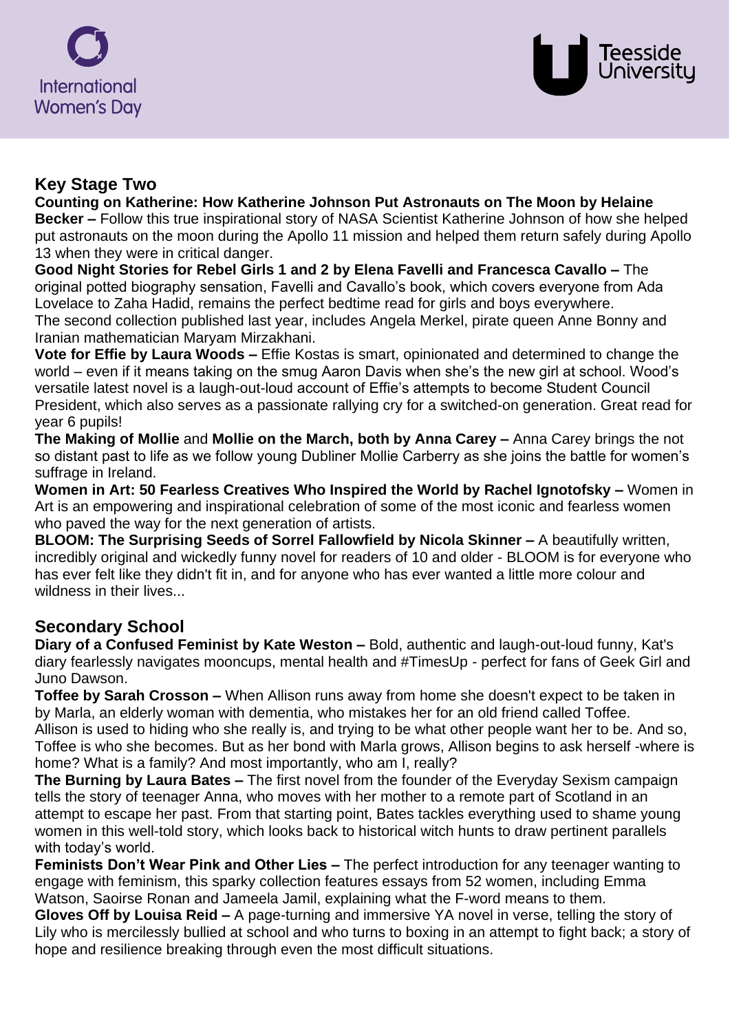## Key Stage Two

**Counting on Katherine: How Katherine Johnson Put Astronauts on The Moon by Helaine Becker –** Follow this true inspirational story of NASA Scientist Katherine Johnson of how she helped put astronauts on the moon during the Apollo 11 mission and helped them return safely during Apollo 13 when they were in critical danger.

**Good Night Stories for Rebel Girls 1 and 2 by Elena Favelli and Francesca Cavallo –** The original potted biography sensation, Favelli and Cavallo's book, which covers everyone from Ada Lovelace to Zaha Hadid, remains the perfect bedtime read for girls and boys everywhere. The second collection published last year, includes Angela Merkel, pirate queen Anne Bonny and Iranian mathematician Maryam Mirzakhani.

**Vote for Effie by Laura Woods –** Effie Kostas is smart, opinionated and determined to change the world – even if it means taking on the smug Aaron Davis when she's the new girl at school. Wood's versatile latest novel is a laugh-out-loud account of Effie's attempts to become Student Council President, which also serves as a passionate rallying cry for a switched-on generation. Great read for year 6 pupils!

**The Making of Mollie** and **Mollie on the March, both by Anna Carey –** Anna Carey brings the not so distant past to life as we follow young Dubliner Mollie Carberry as she joins the battle for women's suffrage in Ireland.

**Women in Art: 50 Fearless Creatives Who Inspired the World by Rachel Ignotofsky –** Women in Art is an empowering and inspirational celebration of some of the most iconic and fearless women who paved the way for the next generation of artists.

**BLOOM: The Surprising Seeds of Sorrel Fallowfield by Nicola Skinner –** A beautifully written, incredibly original and wickedly funny novel for readers of 10 and older - BLOOM is for everyone who has ever felt like they didn't fit in, and for anyone who has ever wanted a little more colour and wildness in their lives...

## Secondary School

**Diary of a Confused Feminist by Kate Weston –** Bold, authentic and laugh-out-loud funny, Kat's diary fearlessly navigates mooncups, mental health and #TimesUp - perfect for fans of Geek Girl and Juno Dawson.

**Toffee by Sarah Crosson –** When Allison runs away from home she doesn't expect to be taken in by Marla, an elderly woman with dementia, who mistakes her for an old friend called Toffee. Allison is used to hiding who she really is, and trying to be what other people want her to be. And so, Toffee is who she becomes. But as her bond with Marla grows, Allison begins to ask herself -where is home? What is a family? And most importantly, who am I, really?

**The Burning by Laura Bates –** The first novel from the founder of the Everyday Sexism campaign tells the story of teenager Anna, who moves with her mother to a remote part of Scotland in an attempt to escape her past. From that starting point, Bates tackles everything used to shame young women in this well-told story, which looks back to historical witch hunts to draw pertinent parallels with today's world.

**Feminists Don't Wear Pink and Other Lies –** The perfect introduction for any teenager wanting to engage with feminism, this sparky collection features essays from 52 women, including Emma Watson, Saoirse Ronan and Jameela Jamil, explaining what the F-word means to them.

**Gloves Off by Louisa Reid –** A page-turning and immersive YA novel in verse, telling the story of Lily who is mercilessly bullied at school and who turns to boxing in an attempt to fight back; a story of hope and resilience breaking through even the most difficult situations.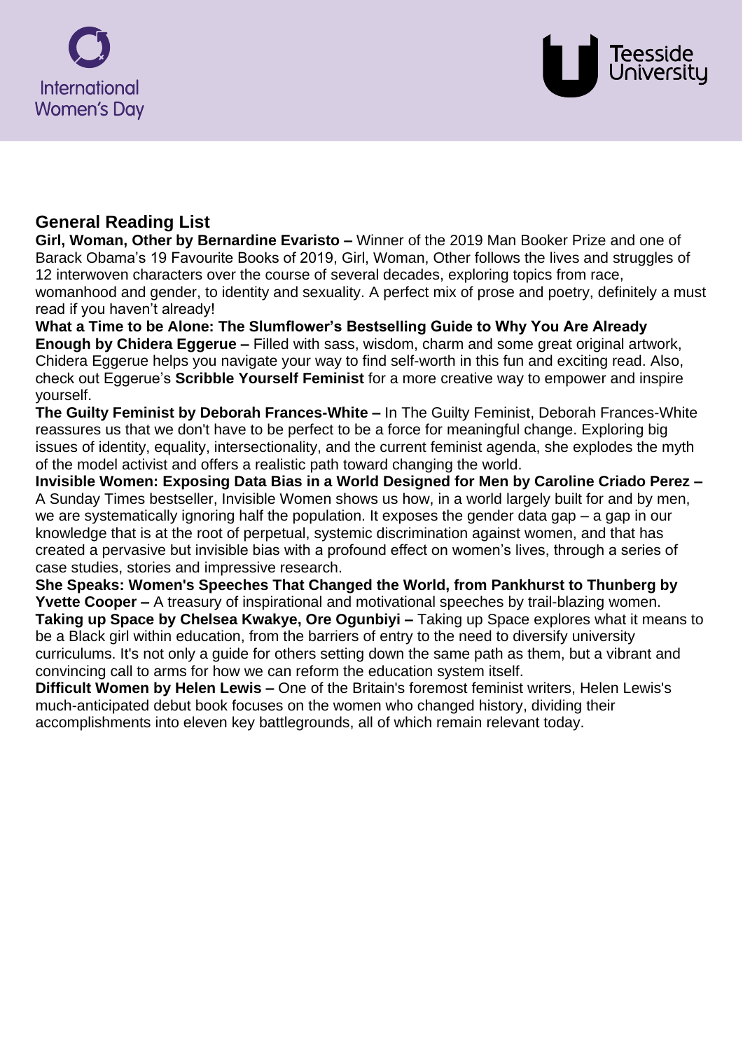International Women's Day

Teesside University

## General Reading List

**Girl, Woman, Other by Bernardine Evaristo –** Winner of the 2019 Man Booker Prize and one of Barack Obama's 19 Favourite Books of 2019, Girl, Woman, Other follows the lives and struggles of 12 interwoven characters over the course of several decades, exploring topics from race, womanhood and gender, to identity and sexuality. A perfect mix of prose and poetry, definitely a must read if you haven't already!

**What a Time to be Alone: The Slumflower's Bestselling Guide to Why You Are Already Enough by Chidera Eggerue –** Filled with sass, wisdom, charm and some great original artwork, Chidera Eggerue helps you navigate your way to find self-worth in this fun and exciting read. Also, check out Eggerue's **Scribble Yourself Feminist** for a more creative way to empower and inspire yourself.

**The Guilty Feminist by Deborah Frances-White –** In The Guilty Feminist, Deborah Frances-White reassures us that we don't have to be perfect to be a force for meaningful change. Exploring big issues of identity, equality, intersectionality, and the current feminist agenda, she explodes the myth of the model activist and offers a realistic path toward changing the world.

**Invisible Women: Exposing Data Bias in a World Designed for Men by Caroline Criado Perez –** A Sunday Times bestseller, Invisible Women shows us how, in a world largely built for and by men, we are systematically ignoring half the population. It exposes the gender data gap – a gap in our knowledge that is at the root of perpetual, systemic discrimination against women, and that has created a pervasive but invisible bias with a profound effect on women's lives, through a series of case studies, stories and impressive research.

**She Speaks: Women's Speeches That Changed the World, from Pankhurst to Thunberg by Yvette Cooper –** A treasury of inspirational and motivational speeches by trail-blazing women.

**Taking up Space by Chelsea Kwakye, Ore Ogunbiyi –** Taking up Space explores what it means to be a Black girl within education, from the barriers of entry to the need to diversify university curriculums. It's not only a guide for others setting down the same path as them, but a vibrant and convincing call to arms for how we can reform the education system itself.

**Difficult Women by Helen Lewis –** One of the Britain's foremost feminist writers, Helen Lewis's much-anticipated debut book focuses on the women who changed history, dividing their accomplishments into eleven key battlegrounds, all of which remain relevant today.